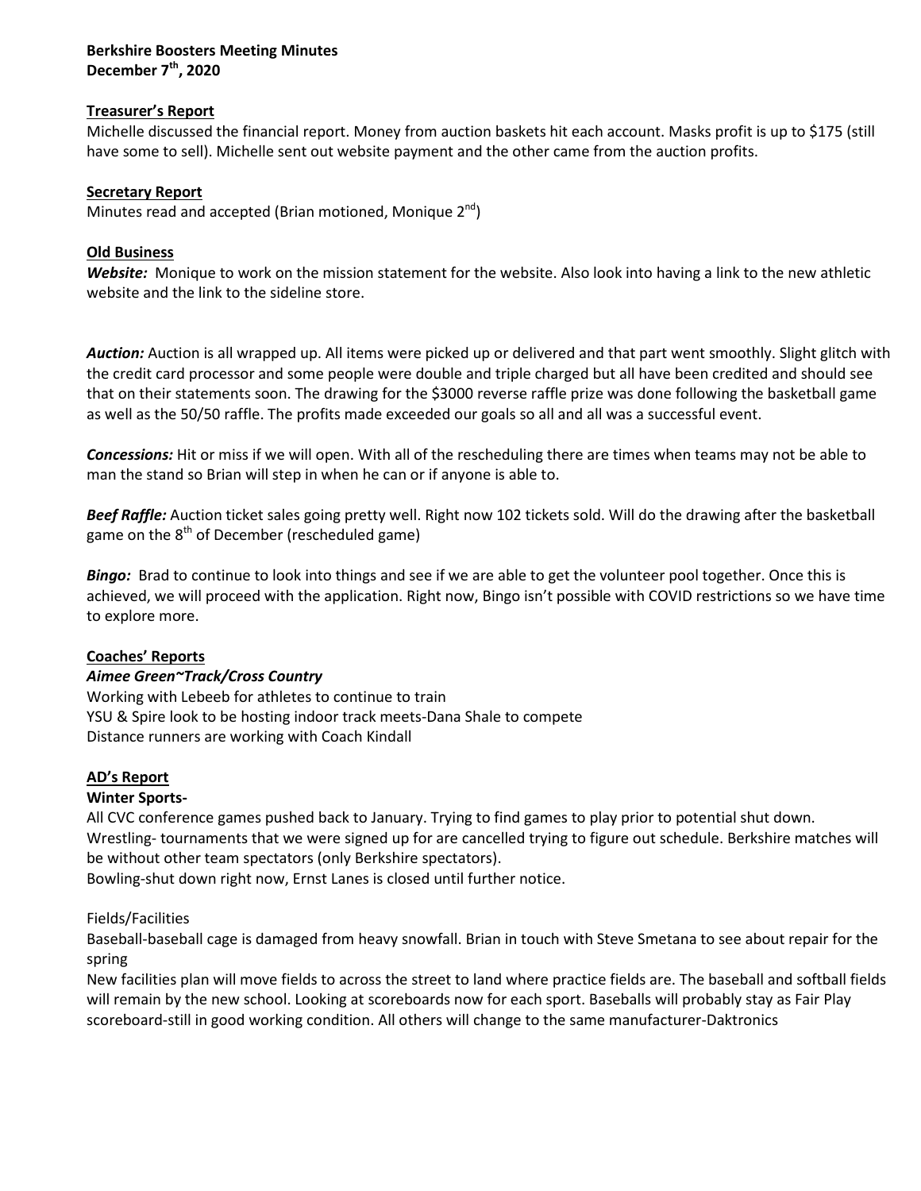**Berkshire Boosters Meeting Minutes**
**December 7th, 2020**

**Treasurer's Report**

Michelle discussed the financial report. Money from auction baskets hit each account. Masks profit is up to $175 (still have some to sell). Michelle sent out website payment and the other came from the auction profits.

**Secretary Report**

Minutes read and accepted (Brian motioned, Monique 2nd)

**Old Business**

***Website:*** Monique to work on the mission statement for the website. Also look into having a link to the new athletic website and the link to the sideline store.

***Auction:*** Auction is all wrapped up. All items were picked up or delivered and that part went smoothly. Slight glitch with the credit card processor and some people were double and triple charged but all have been credited and should see that on their statements soon. The drawing for the $3000 reverse raffle prize was done following the basketball game as well as the 50/50 raffle. The profits made exceeded our goals so all and all was a successful event.

***Concessions:*** Hit or miss if we will open. With all of the rescheduling there are times when teams may not be able to man the stand so Brian will step in when he can or if anyone is able to.

***Beef Raffle:*** Auction ticket sales going pretty well. Right now 102 tickets sold. Will do the drawing after the basketball game on the 8th of December (rescheduled game)

***Bingo:*** Brad to continue to look into things and see if we are able to get the volunteer pool together. Once this is achieved, we will proceed with the application. Right now, Bingo isn't possible with COVID restrictions so we have time to explore more.

**Coaches' Reports**

***Aimee Green~Track/Cross Country***

Working with Lebeeb for athletes to continue to train
YSU & Spire look to be hosting indoor track meets-Dana Shale to compete
Distance runners are working with Coach Kindall

**AD's Report**

**Winter Sports-**

All CVC conference games pushed back to January. Trying to find games to play prior to potential shut down.
Wrestling- tournaments that we were signed up for are cancelled trying to figure out schedule. Berkshire matches will be without other team spectators (only Berkshire spectators).
Bowling-shut down right now, Ernst Lanes is closed until further notice.

Fields/Facilities

Baseball-baseball cage is damaged from heavy snowfall. Brian in touch with Steve Smetana to see about repair for the spring
New facilities plan will move fields to across the street to land where practice fields are. The baseball and softball fields will remain by the new school. Looking at scoreboards now for each sport. Baseballs will probably stay as Fair Play scoreboard-still in good working condition. All others will change to the same manufacturer-Daktronics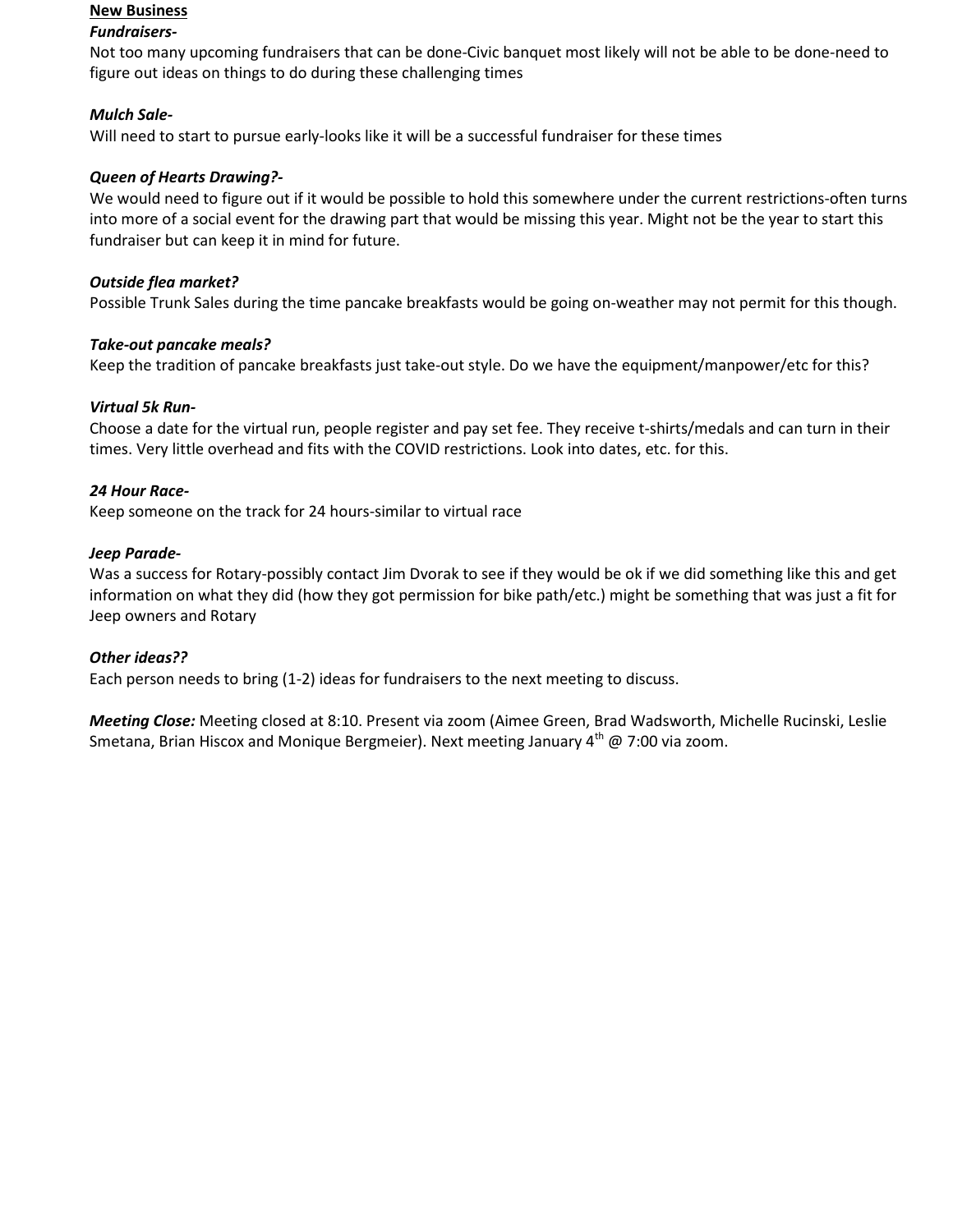## New Business

***Fundraisers-***

Not too many upcoming fundraisers that can be done-Civic banquet most likely will not be able to be done-need to figure out ideas on things to do during these challenging times

***Mulch Sale-***

Will need to start to pursue early-looks like it will be a successful fundraiser for these times

***Queen of Hearts Drawing?-***

We would need to figure out if it would be possible to hold this somewhere under the current restrictions-often turns into more of a social event for the drawing part that would be missing this year. Might not be the year to start this fundraiser but can keep it in mind for future.

***Outside flea market?***

Possible Trunk Sales during the time pancake breakfasts would be going on-weather may not permit for this though.

***Take-out pancake meals?***

Keep the tradition of pancake breakfasts just take-out style. Do we have the equipment/manpower/etc for this?

***Virtual 5k Run-***

Choose a date for the virtual run, people register and pay set fee. They receive t-shirts/medals and can turn in their times. Very little overhead and fits with the COVID restrictions. Look into dates, etc. for this.

***24 Hour Race-***

Keep someone on the track for 24 hours-similar to virtual race

***Jeep Parade-***

Was a success for Rotary-possibly contact Jim Dvorak to see if they would be ok if we did something like this and get information on what they did (how they got permission for bike path/etc.) might be something that was just a fit for Jeep owners and Rotary

***Other ideas??***

Each person needs to bring (1-2) ideas for fundraisers to the next meeting to discuss.

***Meeting Close:*** Meeting closed at 8:10. Present via zoom (Aimee Green, Brad Wadsworth, Michelle Rucinski, Leslie Smetana, Brian Hiscox and Monique Bergmeier). Next meeting January 4th @ 7:00 via zoom.